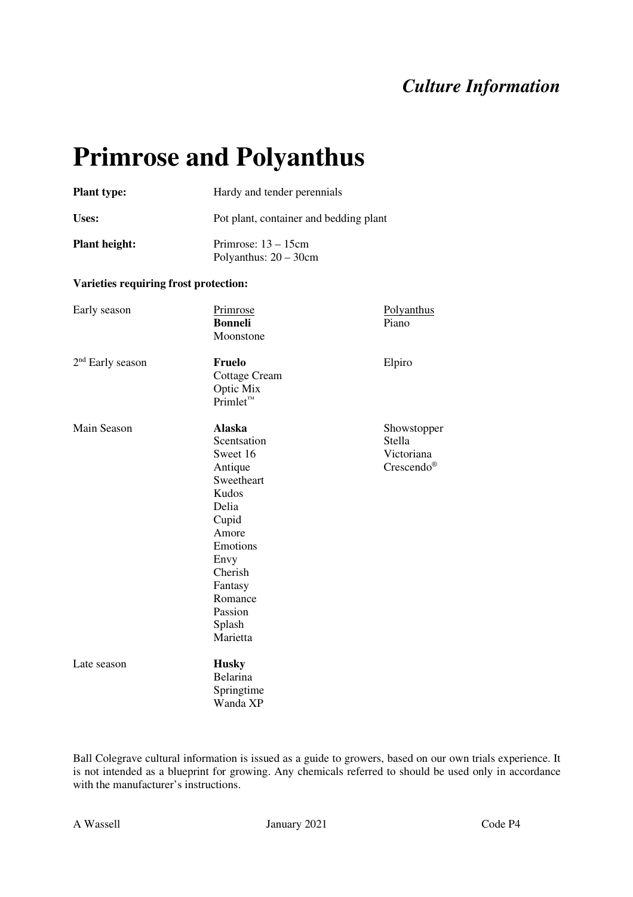*Culture Information*

# Primrose and Polyanthus

**Plant type:** Hardy and tender perennials

**Uses:** Pot plant, container and bedding plant

**Plant height:** Primrose: 13 – 15cm
Polyanthus: 20 – 30cm

**Varieties requiring frost protection:**

| | Primrose | Polyanthus |
|---|---|---|
| Early season | **Bonneli**<br>Moonstone | Piano |
| 2nd Early season | **Fruelo**<br>Cottage Cream<br>Optic Mix<br>Primlet™ | Elpiro |
| Main Season | **Alaska**<br>Scentsation<br>Sweet 16<br>Antique<br>Sweetheart<br>Kudos<br>Delia<br>Cupid<br>Amore<br>Emotions<br>Envy<br>Cherish<br>Fantasy<br>Romance<br>Passion<br>Splash<br>Marietta | Showstopper<br>Stella<br>Victoriana<br>Crescendo® |
| Late season | **Husky**<br>Belarina<br>Springtime<br>Wanda XP | |

Ball Colegrave cultural information is issued as a guide to growers, based on our own trials experience. It is not intended as a blueprint for growing. Any chemicals referred to should be used only in accordance with the manufacturer's instructions.

A Wassell January 2021 Code P4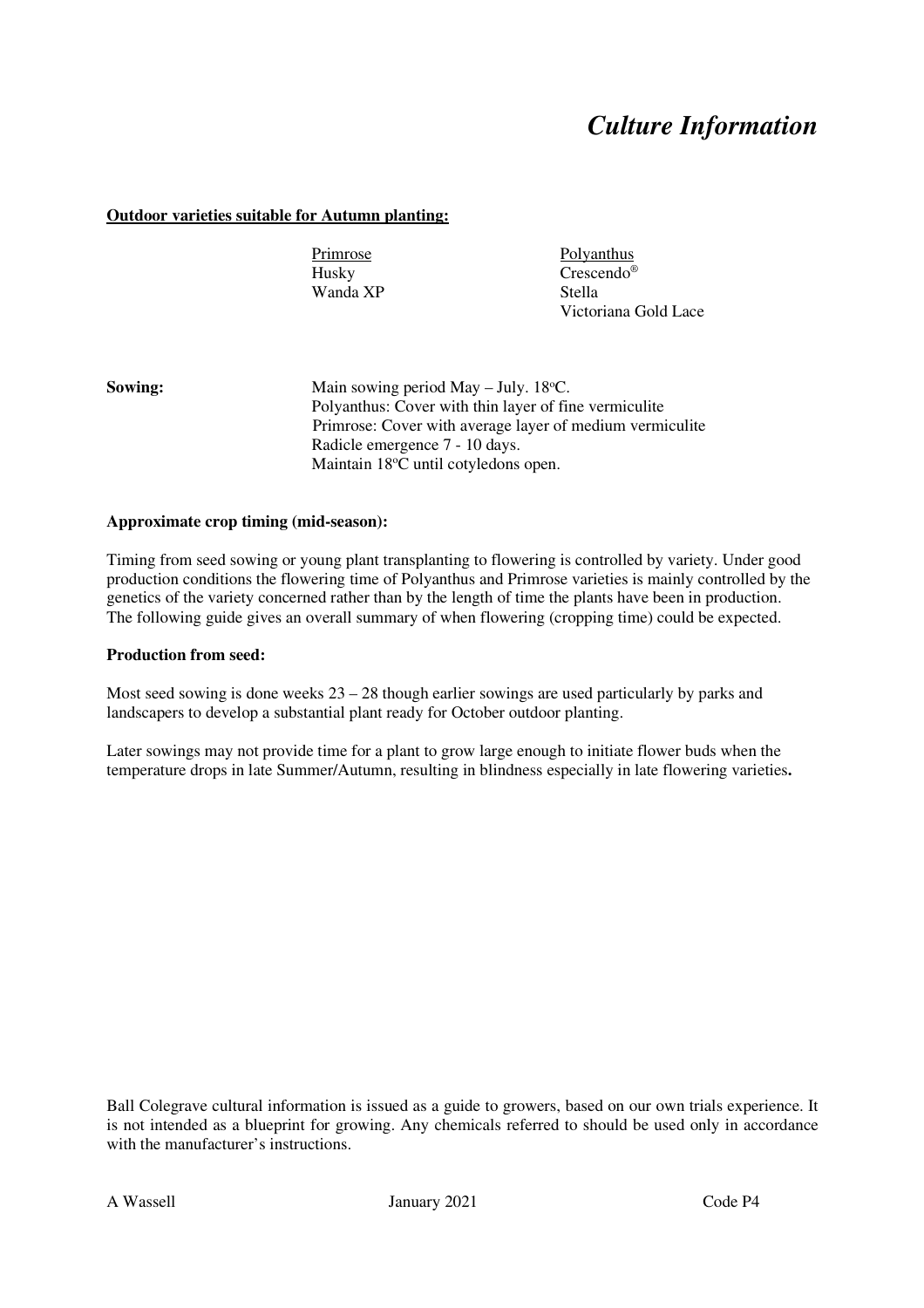# *Culture Information*

**Outdoor varieties suitable for Autumn planting:**

| Primrose | Polyanthus |
| --- | --- |
| Husky | Crescendo® |
| Wanda XP | Stella |
| | Victoriana Gold Lace |

**Sowing:**

Main sowing period May – July. 18°C.
Polyanthus: Cover with thin layer of fine vermiculite
Primrose: Cover with average layer of medium vermiculite
Radicle emergence 7 - 10 days.
Maintain 18°C until cotyledons open.

**Approximate crop timing (mid-season):**

Timing from seed sowing or young plant transplanting to flowering is controlled by variety. Under good production conditions the flowering time of Polyanthus and Primrose varieties is mainly controlled by the genetics of the variety concerned rather than by the length of time the plants have been in production. The following guide gives an overall summary of when flowering (cropping time) could be expected.

**Production from seed:**

Most seed sowing is done weeks 23 – 28 though earlier sowings are used particularly by parks and landscapers to develop a substantial plant ready for October outdoor planting.

Later sowings may not provide time for a plant to grow large enough to initiate flower buds when the temperature drops in late Summer/Autumn, resulting in blindness especially in late flowering varieties**.**

Ball Colegrave cultural information is issued as a guide to growers, based on our own trials experience. It is not intended as a blueprint for growing. Any chemicals referred to should be used only in accordance with the manufacturer's instructions.

A Wassell — January 2021 — Code P4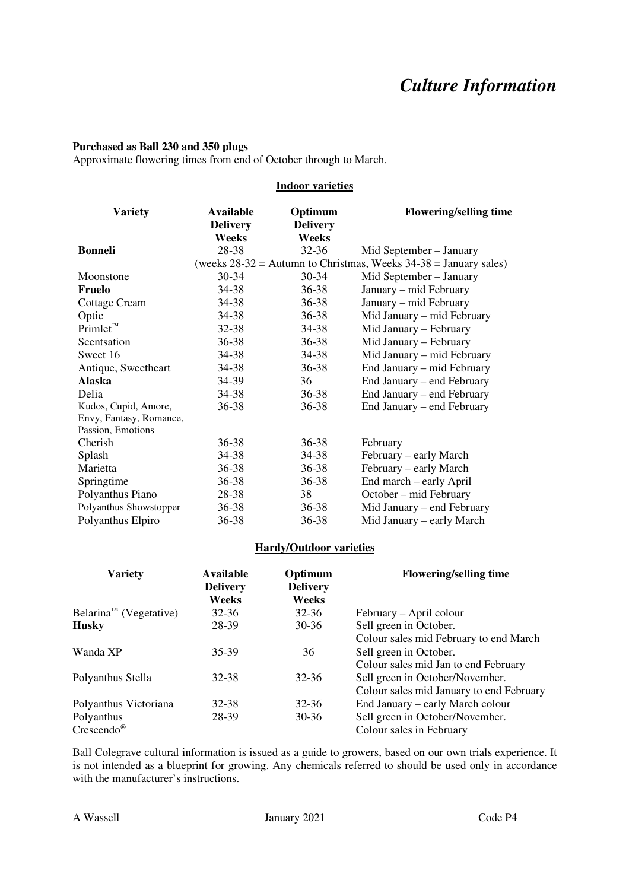# *Culture Information*

**Purchased as Ball 230 and 350 plugs**

Approximate flowering times from end of October through to March.

## Indoor varieties

| Variety | Available Delivery Weeks | Optimum Delivery Weeks | Flowering/selling time |
|---|---|---|---|
| **Bonneli** | 28-38 | 32-36 | Mid September – January |
| | (weeks 28-32 = Autumn to Christmas, Weeks 34-38 = January sales) | | |
| Moonstone | 30-34 | 30-34 | Mid September – January |
| **Fruelo** | 34-38 | 36-38 | January – mid February |
| Cottage Cream | 34-38 | 36-38 | January – mid February |
| Optic | 34-38 | 36-38 | Mid January – mid February |
| Primlet™ | 32-38 | 34-38 | Mid January – February |
| Scentsation | 36-38 | 36-38 | Mid January – February |
| Sweet 16 | 34-38 | 34-38 | Mid January – mid February |
| Antique, Sweetheart | 34-38 | 36-38 | End January – mid February |
| **Alaska** | 34-39 | 36 | End January – end February |
| Delia | 34-38 | 36-38 | End January – end February |
| Kudos, Cupid, Amore, Envy, Fantasy, Romance, Passion, Emotions | 36-38 | 36-38 | End January – end February |
| Cherish | 36-38 | 36-38 | February |
| Splash | 34-38 | 34-38 | February – early March |
| Marietta | 36-38 | 36-38 | February – early March |
| Springtime | 36-38 | 36-38 | End march – early April |
| Polyanthus Piano | 28-38 | 38 | October – mid February |
| Polyanthus Showstopper | 36-38 | 36-38 | Mid January – end February |
| Polyanthus Elpiro | 36-38 | 36-38 | Mid January – early March |

## Hardy/Outdoor varieties

| Variety | Available Delivery Weeks | Optimum Delivery Weeks | Flowering/selling time |
|---|---|---|---|
| Belarina™ (Vegetative) | 32-36 | 32-36 | February – April colour |
| **Husky** | 28-39 | 30-36 | Sell green in October. Colour sales mid February to end March |
| Wanda XP | 35-39 | 36 | Sell green in October. Colour sales mid Jan to end February |
| Polyanthus Stella | 32-38 | 32-36 | Sell green in October/November. Colour sales mid January to end February |
| Polyanthus Victoriana | 32-38 | 32-36 | End January – early March colour |
| Polyanthus Crescendo® | 28-39 | 30-36 | Sell green in October/November. Colour sales in February |

Ball Colegrave cultural information is issued as a guide to growers, based on our own trials experience. It is not intended as a blueprint for growing. Any chemicals referred to should be used only in accordance with the manufacturer's instructions.

A Wassell | January 2021 | Code P4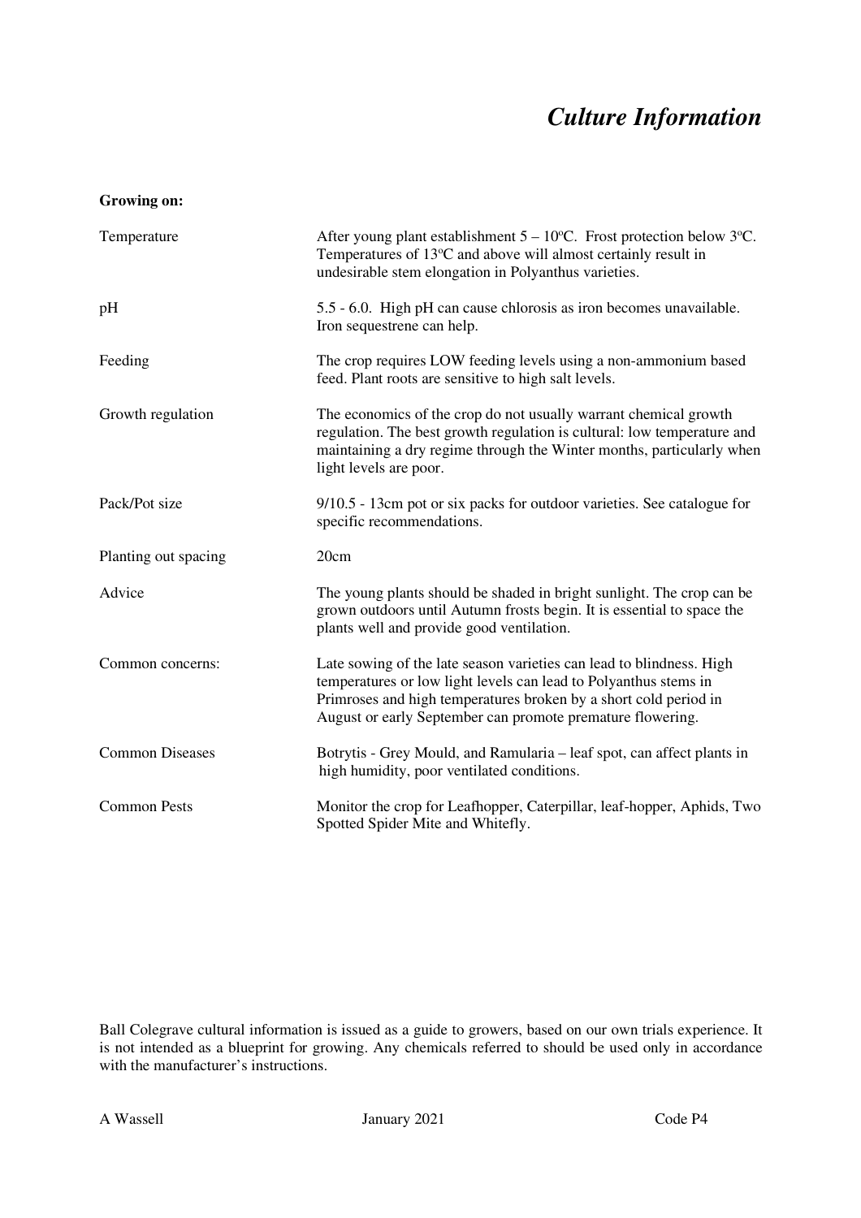# *Culture Information*

**Growing on:**

| | |
|---|---|
| Temperature | After young plant establishment 5 – 10ºC. Frost protection below 3ºC. Temperatures of 13ºC and above will almost certainly result in undesirable stem elongation in Polyanthus varieties. |
| pH | 5.5 - 6.0. High pH can cause chlorosis as iron becomes unavailable. Iron sequestrene can help. |
| Feeding | The crop requires LOW feeding levels using a non-ammonium based feed. Plant roots are sensitive to high salt levels. |
| Growth regulation | The economics of the crop do not usually warrant chemical growth regulation. The best growth regulation is cultural: low temperature and maintaining a dry regime through the Winter months, particularly when light levels are poor. |
| Pack/Pot size | 9/10.5 - 13cm pot or six packs for outdoor varieties. See catalogue for specific recommendations. |
| Planting out spacing | 20cm |
| Advice | The young plants should be shaded in bright sunlight. The crop can be grown outdoors until Autumn frosts begin. It is essential to space the plants well and provide good ventilation. |
| Common concerns: | Late sowing of the late season varieties can lead to blindness. High temperatures or low light levels can lead to Polyanthus stems in Primroses and high temperatures broken by a short cold period in August or early September can promote premature flowering. |
| Common Diseases | Botrytis - Grey Mould, and Ramularia – leaf spot, can affect plants in high humidity, poor ventilated conditions. |
| Common Pests | Monitor the crop for Leafhopper, Caterpillar, leaf-hopper, Aphids, Two Spotted Spider Mite and Whitefly. |

Ball Colegrave cultural information is issued as a guide to growers, based on our own trials experience. It is not intended as a blueprint for growing. Any chemicals referred to should be used only in accordance with the manufacturer's instructions.

A Wassell January 2021 Code P4